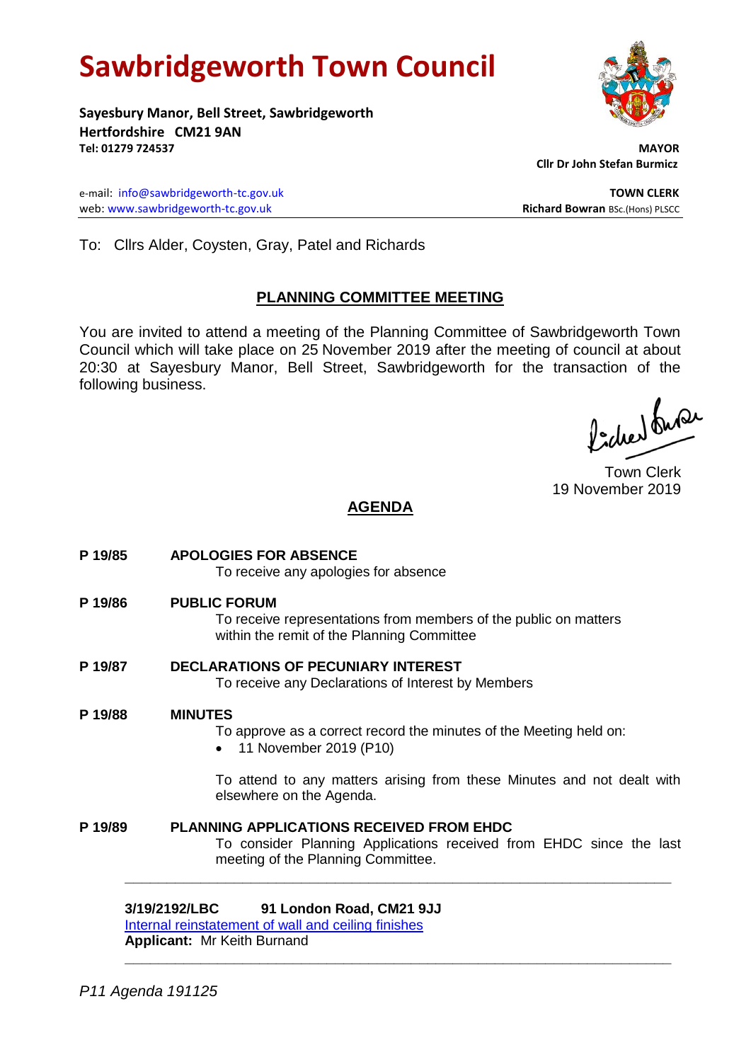# Sawbridgeworth Town Council

**Sayesbury Manor, Bell Street, Sawbridgeworth**
**Hertfordshire CM21 9AN**
**Tel: 01279 724537**

**MAYOR**
**Cllr Dr John Stefan Burmicz**

e-mail: info@sawbridgeworth-tc.gov.uk
web: www.sawbridgeworth-tc.gov.uk

**TOWN CLERK**
**Richard Bowran** BSc.(Hons) PLSCC

---

To: Cllrs Alder, Coysten, Gray, Patel and Richards

## PLANNING COMMITTEE MEETING

You are invited to attend a meeting of the Planning Committee of Sawbridgeworth Town Council which will take place on 25 November 2019 after the meeting of council at about 20:30 at Sayesbury Manor, Bell Street, Sawbridgeworth for the transaction of the following business.

Town Clerk
19 November 2019

## AGENDA

**P 19/85 APOLOGIES FOR ABSENCE**
To receive any apologies for absence

**P 19/86 PUBLIC FORUM**
To receive representations from members of the public on matters within the remit of the Planning Committee

**P 19/87 DECLARATIONS OF PECUNIARY INTEREST**
To receive any Declarations of Interest by Members

**P 19/88 MINUTES**
To approve as a correct record the minutes of the Meeting held on:

- 11 November 2019 (P10)

To attend to any matters arising from these Minutes and not dealt with elsewhere on the Agenda.

**P 19/89 PLANNING APPLICATIONS RECEIVED FROM EHDC**
To consider Planning Applications received from EHDC since the last meeting of the Planning Committee.

---

**3/19/2192/LBC 91 London Road, CM21 9JJ**
Internal reinstatement of wall and ceiling finishes
**Applicant:** Mr Keith Burnand

---

*P11 Agenda 191125*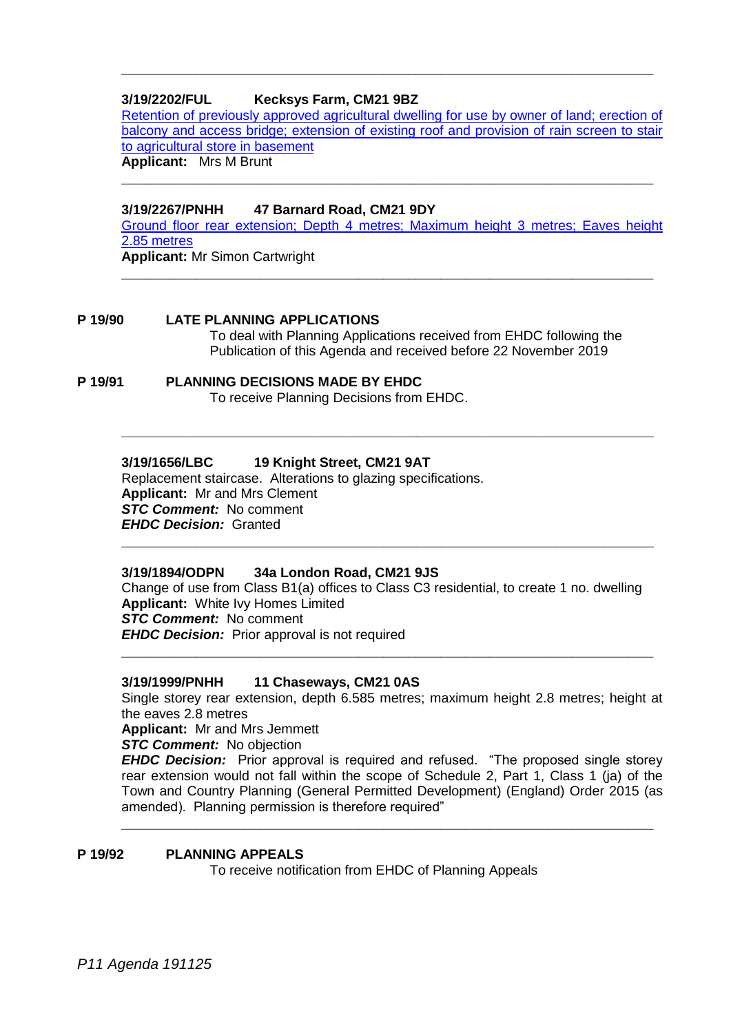---

**3/19/2202/FUL Kecksys Farm, CM21 9BZ**

Retention of previously approved agricultural dwelling for use by owner of land; erection of balcony and access bridge; extension of existing roof and provision of rain screen to stair to agricultural store in basement

**Applicant:** Mrs M Brunt

---

**3/19/2267/PNHH 47 Barnard Road, CM21 9DY**

Ground floor rear extension; Depth 4 metres; Maximum height 3 metres; Eaves height 2.85 metres

**Applicant:** Mr Simon Cartwright

---

**P 19/90 LATE PLANNING APPLICATIONS**

To deal with Planning Applications received from EHDC following the Publication of this Agenda and received before 22 November 2019

**P 19/91 PLANNING DECISIONS MADE BY EHDC**

To receive Planning Decisions from EHDC.

---

**3/19/1656/LBC 19 Knight Street, CM21 9AT**

Replacement staircase. Alterations to glazing specifications.

**Applicant:** Mr and Mrs Clement

***STC Comment:*** No comment

***EHDC Decision:*** Granted

---

**3/19/1894/ODPN 34a London Road, CM21 9JS**

Change of use from Class B1(a) offices to Class C3 residential, to create 1 no. dwelling

**Applicant:** White Ivy Homes Limited

***STC Comment:*** No comment

***EHDC Decision:*** Prior approval is not required

---

**3/19/1999/PNHH 11 Chaseways, CM21 0AS**

Single storey rear extension, depth 6.585 metres; maximum height 2.8 metres; height at the eaves 2.8 metres

**Applicant:** Mr and Mrs Jemmett

***STC Comment:*** No objection

***EHDC Decision:*** Prior approval is required and refused. "The proposed single storey rear extension would not fall within the scope of Schedule 2, Part 1, Class 1 (ja) of the Town and Country Planning (General Permitted Development) (England) Order 2015 (as amended). Planning permission is therefore required"

---

**P 19/92 PLANNING APPEALS**

To receive notification from EHDC of Planning Appeals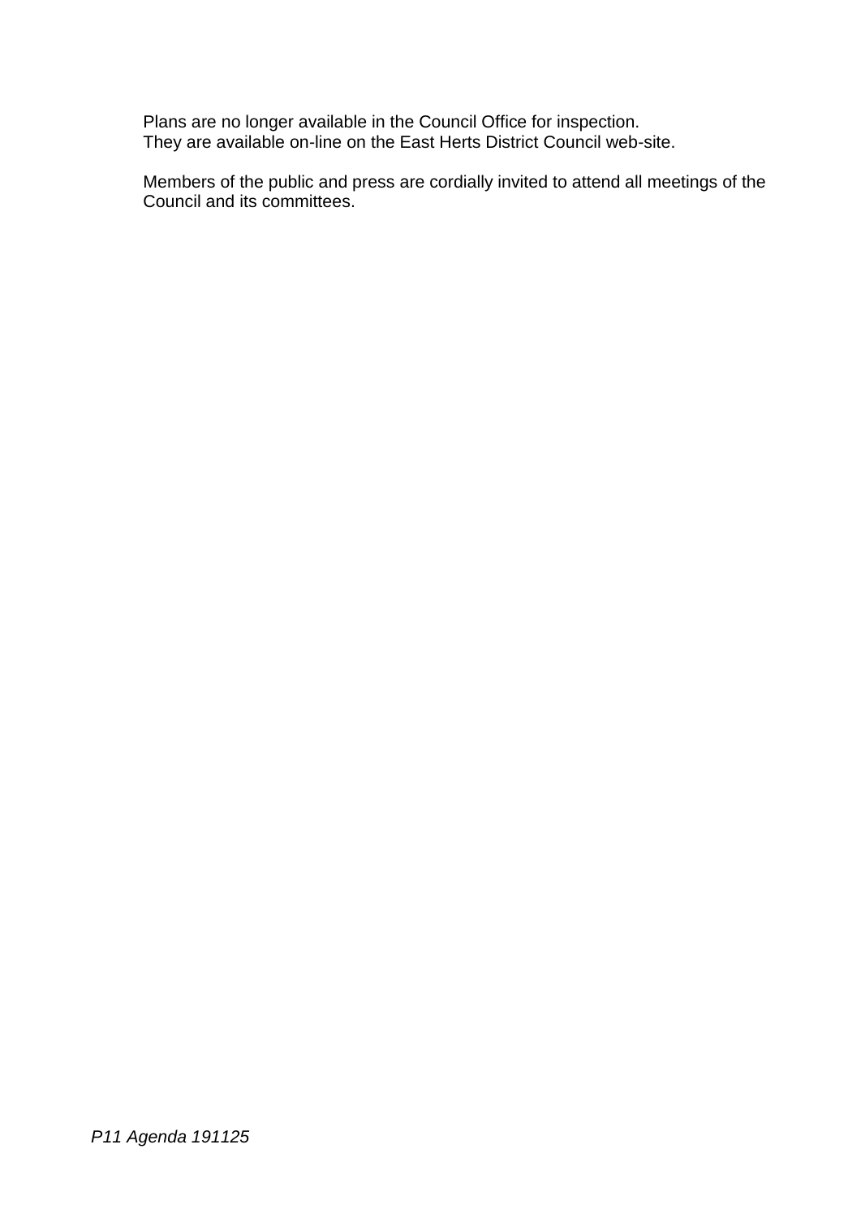Plans are no longer available in the Council Office for inspection.
They are available on-line on the East Herts District Council web-site.

Members of the public and press are cordially invited to attend all meetings of the Council and its committees.